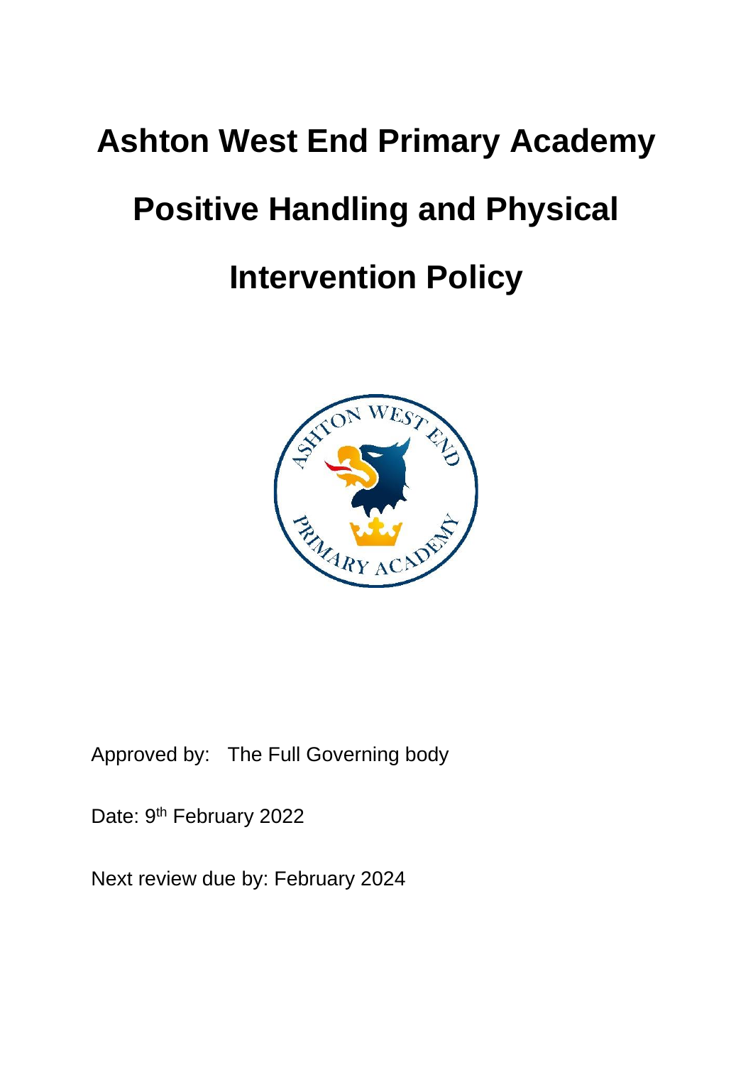# Ashton West End Primary Academy

# Positive Handling and Physical Intervention Policy

Approved by: The Full Governing body

Date: 9th February 2022

Next review due by: February 2024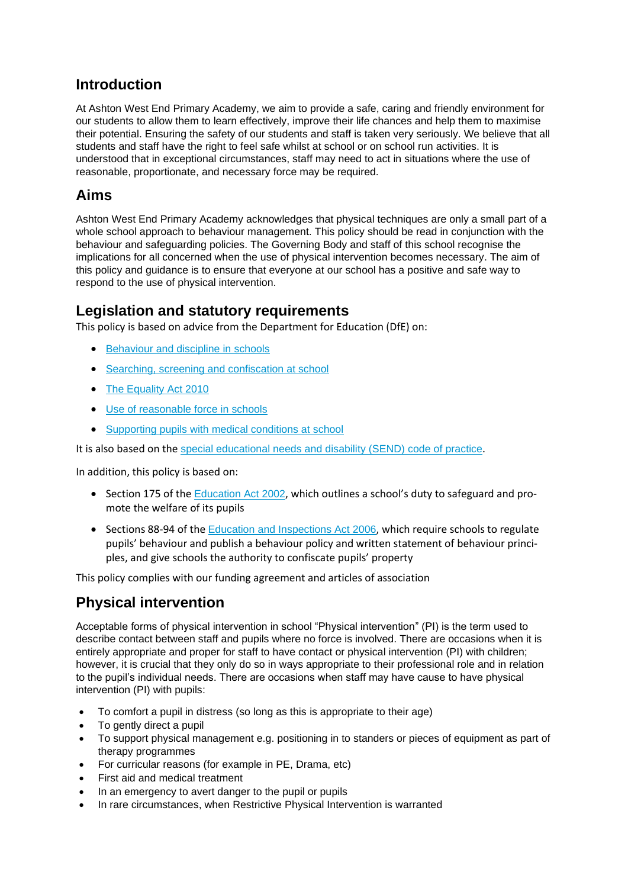## Introduction

At Ashton West End Primary Academy, we aim to provide a safe, caring and friendly environment for our students to allow them to learn effectively, improve their life chances and help them to maximise their potential. Ensuring the safety of our students and staff is taken very seriously. We believe that all students and staff have the right to feel safe whilst at school or on school run activities. It is understood that in exceptional circumstances, staff may need to act in situations where the use of reasonable, proportionate, and necessary force may be required.

## Aims

Ashton West End Primary Academy acknowledges that physical techniques are only a small part of a whole school approach to behaviour management. This policy should be read in conjunction with the behaviour and safeguarding policies. The Governing Body and staff of this school recognise the implications for all concerned when the use of physical intervention becomes necessary. The aim of this policy and guidance is to ensure that everyone at our school has a positive and safe way to respond to the use of physical intervention.

## Legislation and statutory requirements

This policy is based on advice from the Department for Education (DfE) on:

- Behaviour and discipline in schools
- Searching, screening and confiscation at school
- The Equality Act 2010
- Use of reasonable force in schools
- Supporting pupils with medical conditions at school

It is also based on the special educational needs and disability (SEND) code of practice.

In addition, this policy is based on:

- Section 175 of the Education Act 2002, which outlines a school's duty to safeguard and promote the welfare of its pupils
- Sections 88-94 of the Education and Inspections Act 2006, which require schools to regulate pupils' behaviour and publish a behaviour policy and written statement of behaviour principles, and give schools the authority to confiscate pupils' property

This policy complies with our funding agreement and articles of association

## Physical intervention

Acceptable forms of physical intervention in school "Physical intervention" (PI) is the term used to describe contact between staff and pupils where no force is involved. There are occasions when it is entirely appropriate and proper for staff to have contact or physical intervention (PI) with children; however, it is crucial that they only do so in ways appropriate to their professional role and in relation to the pupil's individual needs. There are occasions when staff may have cause to have physical intervention (PI) with pupils:

- To comfort a pupil in distress (so long as this is appropriate to their age)
- To gently direct a pupil
- To support physical management e.g. positioning in to standers or pieces of equipment as part of therapy programmes
- For curricular reasons (for example in PE, Drama, etc)
- First aid and medical treatment
- In an emergency to avert danger to the pupil or pupils
- In rare circumstances, when Restrictive Physical Intervention is warranted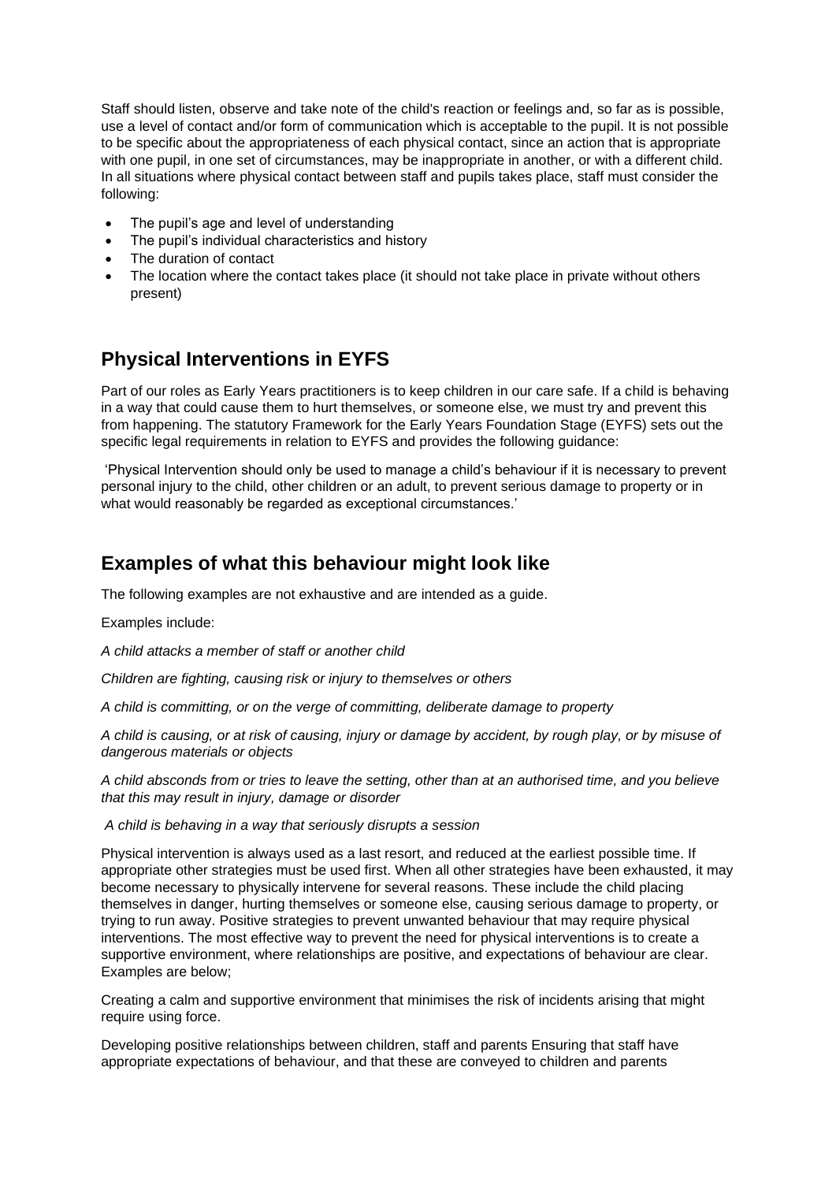Staff should listen, observe and take note of the child's reaction or feelings and, so far as is possible, use a level of contact and/or form of communication which is acceptable to the pupil. It is not possible to be specific about the appropriateness of each physical contact, since an action that is appropriate with one pupil, in one set of circumstances, may be inappropriate in another, or with a different child. In all situations where physical contact between staff and pupils takes place, staff must consider the following:

- The pupil's age and level of understanding
- The pupil's individual characteristics and history
- The duration of contact
- The location where the contact takes place (it should not take place in private without others present)

## Physical Interventions in EYFS

Part of our roles as Early Years practitioners is to keep children in our care safe. If a child is behaving in a way that could cause them to hurt themselves, or someone else, we must try and prevent this from happening. The statutory Framework for the Early Years Foundation Stage (EYFS) sets out the specific legal requirements in relation to EYFS and provides the following guidance:

'Physical Intervention should only be used to manage a child's behaviour if it is necessary to prevent personal injury to the child, other children or an adult, to prevent serious damage to property or in what would reasonably be regarded as exceptional circumstances.'

## Examples of what this behaviour might look like

The following examples are not exhaustive and are intended as a guide.

Examples include:

*A child attacks a member of staff or another child*

*Children are fighting, causing risk or injury to themselves or others*

*A child is committing, or on the verge of committing, deliberate damage to property*

*A child is causing, or at risk of causing, injury or damage by accident, by rough play, or by misuse of dangerous materials or objects*

*A child absconds from or tries to leave the setting, other than at an authorised time, and you believe that this may result in injury, damage or disorder*

*A child is behaving in a way that seriously disrupts a session*

Physical intervention is always used as a last resort, and reduced at the earliest possible time. If appropriate other strategies must be used first. When all other strategies have been exhausted, it may become necessary to physically intervene for several reasons. These include the child placing themselves in danger, hurting themselves or someone else, causing serious damage to property, or trying to run away. Positive strategies to prevent unwanted behaviour that may require physical interventions. The most effective way to prevent the need for physical interventions is to create a supportive environment, where relationships are positive, and expectations of behaviour are clear. Examples are below;

Creating a calm and supportive environment that minimises the risk of incidents arising that might require using force.

Developing positive relationships between children, staff and parents Ensuring that staff have appropriate expectations of behaviour, and that these are conveyed to children and parents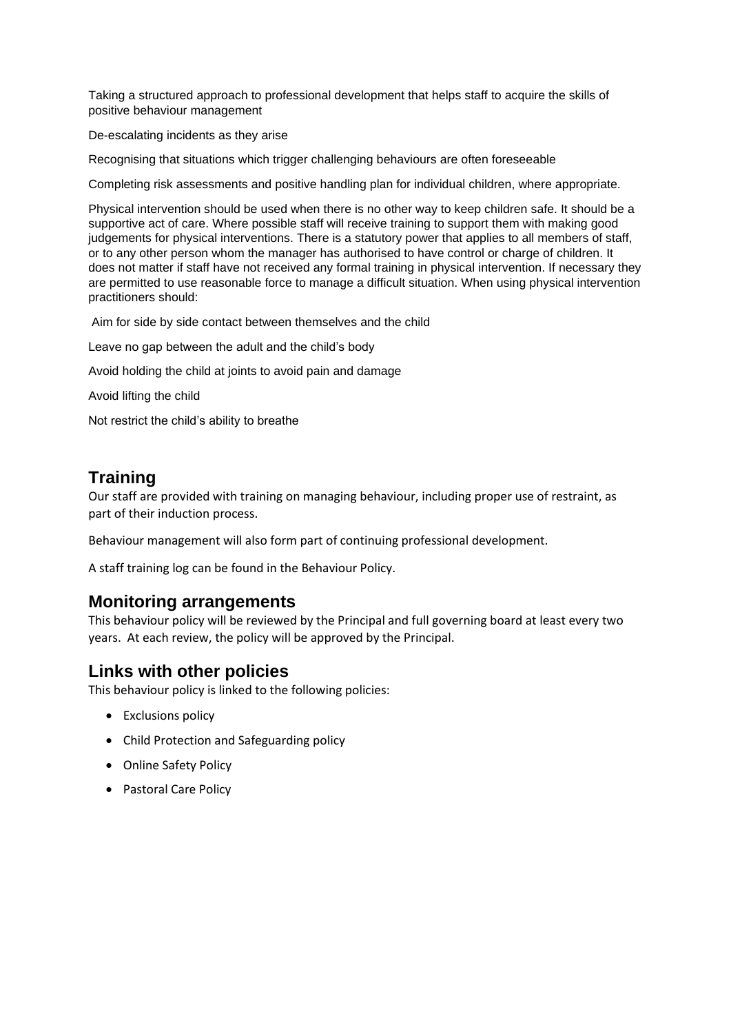Taking a structured approach to professional development that helps staff to acquire the skills of positive behaviour management

De-escalating incidents as they arise

Recognising that situations which trigger challenging behaviours are often foreseeable

Completing risk assessments and positive handling plan for individual children, where appropriate.

Physical intervention should be used when there is no other way to keep children safe. It should be a supportive act of care. Where possible staff will receive training to support them with making good judgements for physical interventions. There is a statutory power that applies to all members of staff, or to any other person whom the manager has authorised to have control or charge of children. It does not matter if staff have not received any formal training in physical intervention. If necessary they are permitted to use reasonable force to manage a difficult situation. When using physical intervention practitioners should:

Aim for side by side contact between themselves and the child

Leave no gap between the adult and the child's body

Avoid holding the child at joints to avoid pain and damage

Avoid lifting the child

Not restrict the child's ability to breathe

## Training

Our staff are provided with training on managing behaviour, including proper use of restraint, as part of their induction process.

Behaviour management will also form part of continuing professional development.

A staff training log can be found in the Behaviour Policy.

## Monitoring arrangements

This behaviour policy will be reviewed by the Principal and full governing board at least every two years. At each review, the policy will be approved by the Principal.

## Links with other policies

This behaviour policy is linked to the following policies:

- Exclusions policy
- Child Protection and Safeguarding policy
- Online Safety Policy
- Pastoral Care Policy